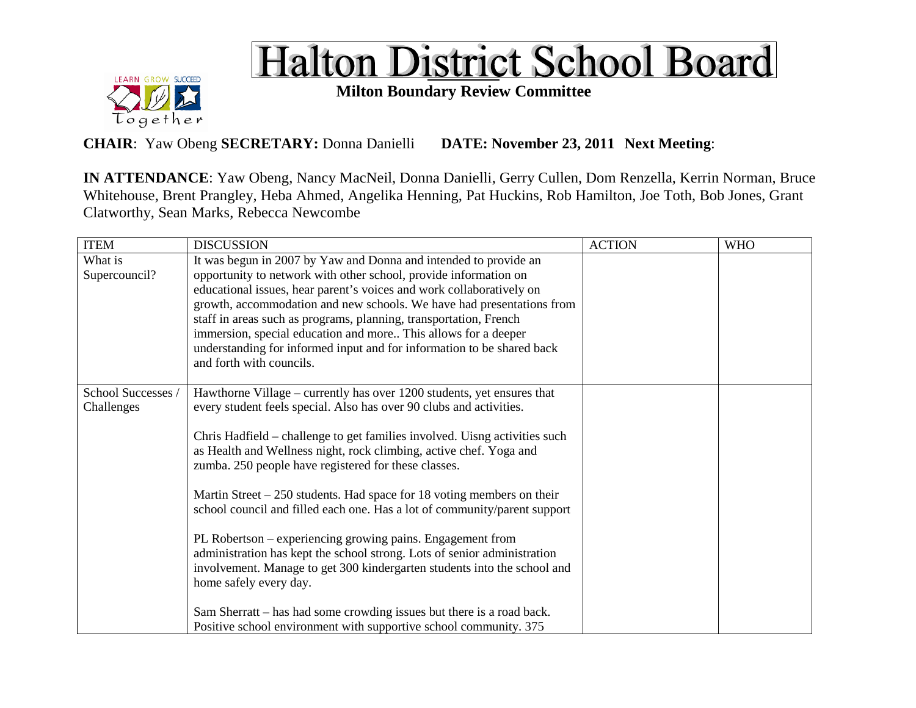# Halton District School Board

**Milton Boundary Review Committee**

**CHAIR**: Yaw Obeng **SECRETARY:** Donna Danielli **DATE: November 23, 2011 Next Meeting**:

**IN ATTENDANCE**: Yaw Obeng, Nancy MacNeil, Donna Danielli, Gerry Cullen, Dom Renzella, Kerrin Norman, Bruce Whitehouse, Brent Prangley, Heba Ahmed, Angelika Henning, Pat Huckins, Rob Hamilton, Joe Toth, Bob Jones, Grant Clatworthy, Sean Marks, Rebecca Newcombe

| ITEM | DISCUSSION | ACTION | WHO |
|---|---|---|---|
| What is Supercouncil? | It was begun in 2007 by Yaw and Donna and intended to provide an opportunity to network with other school, provide information on educational issues, hear parent's voices and work collaboratively on growth, accommodation and new schools. We have had presentations from staff in areas such as programs, planning, transportation, French immersion, special education and more.. This allows for a deeper understanding for informed input and for information to be shared back and forth with councils. | | |
| School Successes / Challenges | Hawthorne Village – currently has over 1200 students, yet ensures that every student feels special. Also has over 90 clubs and activities.<br><br>Chris Hadfield – challenge to get families involved. Uisng activities such as Health and Wellness night, rock climbing, active chef. Yoga and zumba. 250 people have registered for these classes.<br><br>Martin Street – 250 students. Had space for 18 voting members on their school council and filled each one. Has a lot of community/parent support<br><br>PL Robertson – experiencing growing pains. Engagement from administration has kept the school strong. Lots of senior administration involvement. Manage to get 300 kindergarten students into the school and home safely every day.<br><br>Sam Sherratt – has had some crowding issues but there is a road back. Positive school environment with supportive school community. 375 | | |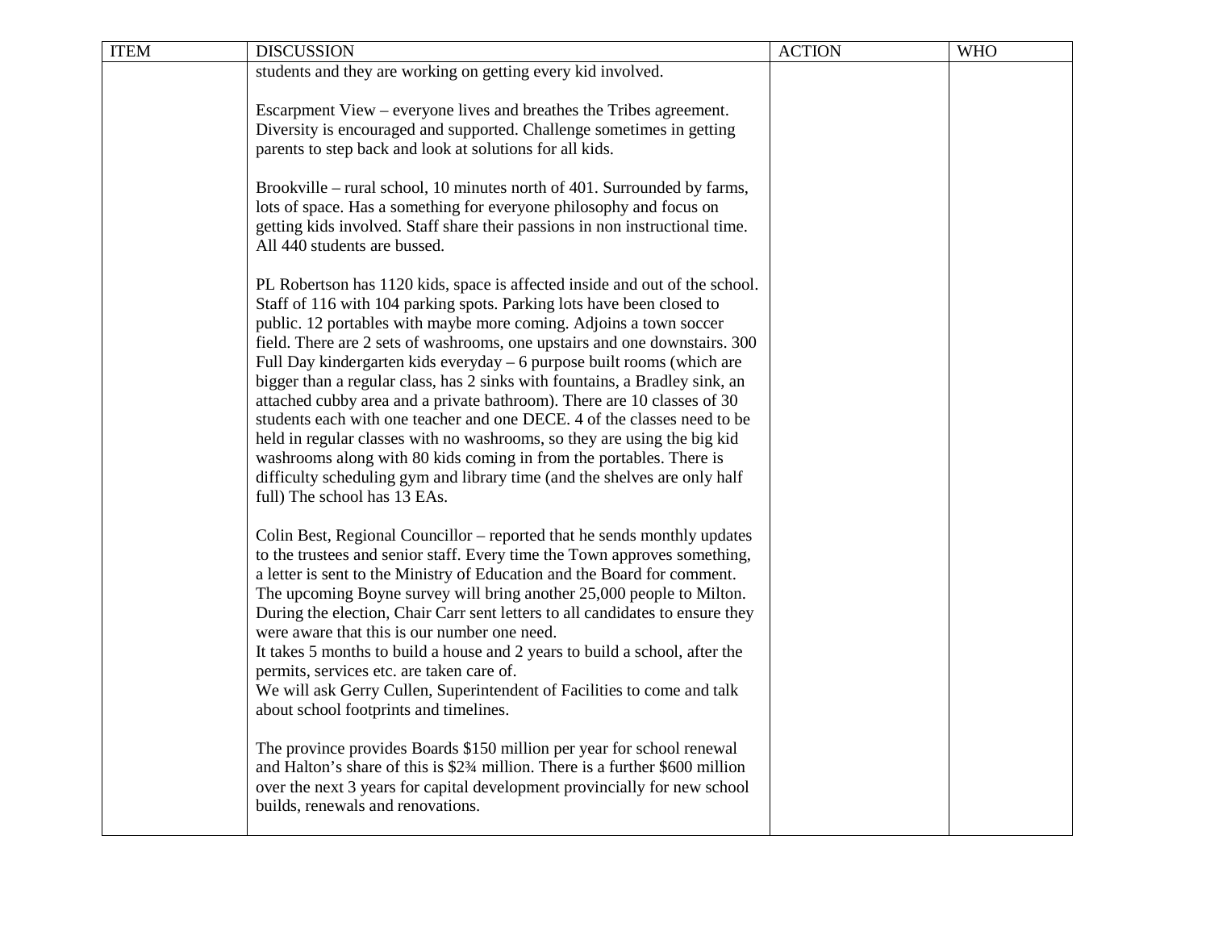| ITEM | DISCUSSION | ACTION | WHO |
|---|---|---|---|
| | students and they are working on getting every kid involved.<br><br>Escarpment View – everyone lives and breathes the Tribes agreement. Diversity is encouraged and supported. Challenge sometimes in getting parents to step back and look at solutions for all kids.<br><br>Brookville – rural school, 10 minutes north of 401. Surrounded by farms, lots of space. Has a something for everyone philosophy and focus on getting kids involved. Staff share their passions in non instructional time. All 440 students are bussed.<br><br>PL Robertson has 1120 kids, space is affected inside and out of the school. Staff of 116 with 104 parking spots. Parking lots have been closed to public. 12 portables with maybe more coming. Adjoins a town soccer field. There are 2 sets of washrooms, one upstairs and one downstairs. 300 Full Day kindergarten kids everyday – 6 purpose built rooms (which are bigger than a regular class, has 2 sinks with fountains, a Bradley sink, an attached cubby area and a private bathroom). There are 10 classes of 30 students each with one teacher and one DECE. 4 of the classes need to be held in regular classes with no washrooms, so they are using the big kid washrooms along with 80 kids coming in from the portables. There is difficulty scheduling gym and library time (and the shelves are only half full) The school has 13 EAs.<br><br>Colin Best, Regional Councillor – reported that he sends monthly updates to the trustees and senior staff. Every time the Town approves something, a letter is sent to the Ministry of Education and the Board for comment. The upcoming Boyne survey will bring another 25,000 people to Milton. During the election, Chair Carr sent letters to all candidates to ensure they were aware that this is our number one need.<br>It takes 5 months to build a house and 2 years to build a school, after the permits, services etc. are taken care of.<br>We will ask Gerry Cullen, Superintendent of Facilities to come and talk about school footprints and timelines.<br><br>The province provides Boards $150 million per year for school renewal and Halton's share of this is $2¾ million. There is a further $600 million over the next 3 years for capital development provincially for new school builds, renewals and renovations. | | |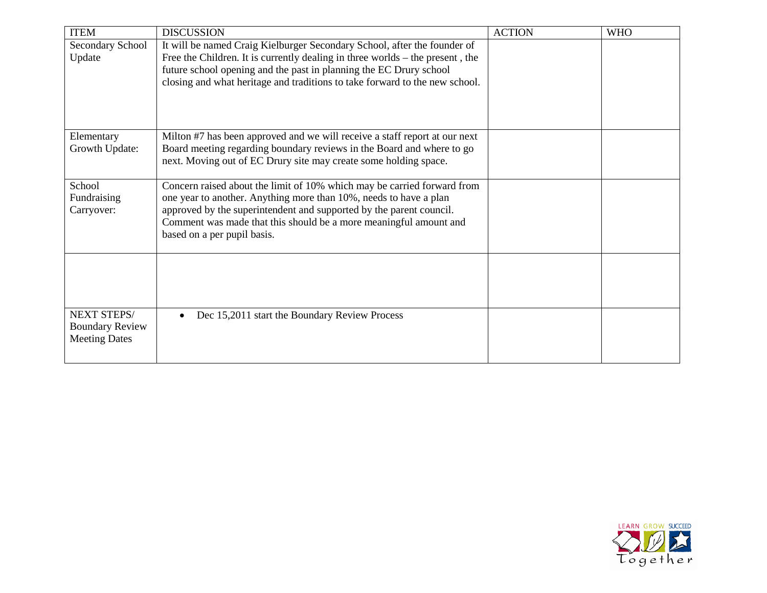| ITEM | DISCUSSION | ACTION | WHO |
|---|---|---|---|
| Secondary School Update | It will be named Craig Kielburger Secondary School, after the founder of Free the Children. It is currently dealing in three worlds – the present , the future school opening and the past in planning the EC Drury school closing and what heritage and traditions to take forward to the new school. | | |
| Elementary Growth Update: | Milton #7 has been approved and we will receive a staff report at our next Board meeting regarding boundary reviews in the Board and where to go next. Moving out of EC Drury site may create some holding space. | | |
| School Fundraising Carryover: | Concern raised about the limit of 10% which may be carried forward from one year to another. Anything more than 10%, needs to have a plan approved by the superintendent and supported by the parent council. Comment was made that this should be a more meaningful amount and based on a per pupil basis. | | |
| | | | |
| NEXT STEPS/ Boundary Review Meeting Dates | • Dec 15,2011 start the Boundary Review Process | | |

LEARN GROW SUCCEED Together